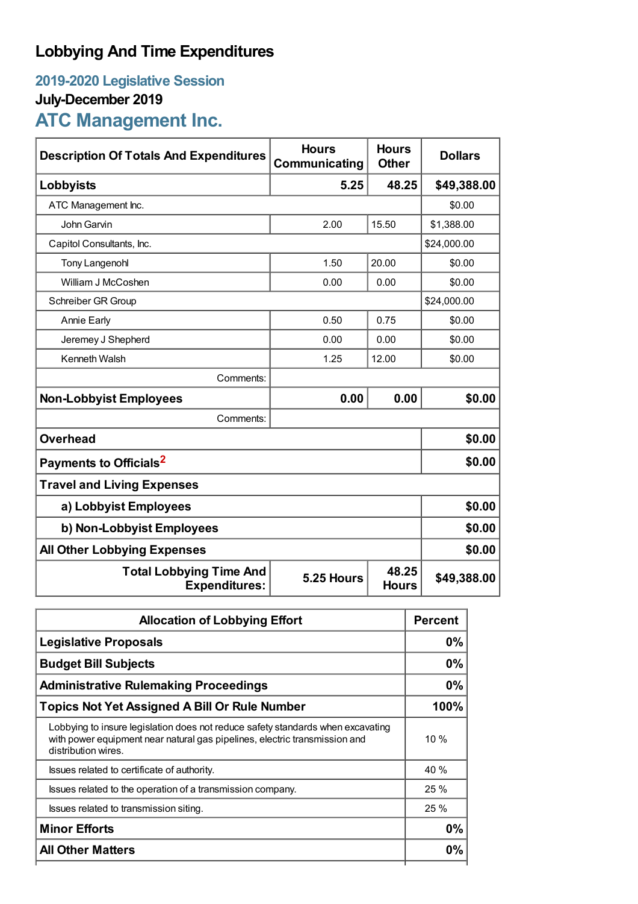# Lobbying And Time Expenditures

## 2019-2020 Legislative Session

### July-December 2019

## ATC Management Inc.

| Description Of Totals And Expenditures | Hours Communicating | Hours Other | Dollars |
|---|---|---|---|
| **Lobbyists** | **5.25** | **48.25** | **$49,388.00** |
| ATC Management Inc. | | | $0.00 |
| John Garvin | 2.00 | 15.50 | $1,388.00 |
| Capitol Consultants, Inc. | | | $24,000.00 |
| Tony Langenohl | 1.50 | 20.00 | $0.00 |
| William J McCoshen | 0.00 | 0.00 | $0.00 |
| Schreiber GR Group | | | $24,000.00 |
| Annie Early | 0.50 | 0.75 | $0.00 |
| Jeremey J Shepherd | 0.00 | 0.00 | $0.00 |
| Kenneth Walsh | 1.25 | 12.00 | $0.00 |
| Comments: | | | |
| **Non-Lobbyist Employees** | **0.00** | **0.00** | **$0.00** |
| Comments: | | | |
| **Overhead** | | | **$0.00** |
| **Payments to Officials**[2] | | | **$0.00** |
| **Travel and Living Expenses** | | | |
| **a) Lobbyist Employees** | | | **$0.00** |
| **b) Non-Lobbyist Employees** | | | **$0.00** |
| **All Other Lobbying Expenses** | | | **$0.00** |
| **Total Lobbying Time And Expenditures:** | **5.25 Hours** | **48.25 Hours** | **$49,388.00** |

| Allocation of Lobbying Effort | Percent |
|---|---|
| **Legislative Proposals** | **0%** |
| **Budget Bill Subjects** | **0%** |
| **Administrative Rulemaking Proceedings** | **0%** |
| **Topics Not Yet Assigned A Bill Or Rule Number** | **100%** |
| Lobbying to insure legislation does not reduce safety standards when excavating with power equipment near natural gas pipelines, electric transmission and distribution wires. | 10 % |
| Issues related to certificate of authority. | 40 % |
| Issues related to the operation of a transmission company. | 25 % |
| Issues related to transmission siting. | 25 % |
| **Minor Efforts** | **0%** |
| **All Other Matters** | **0%** |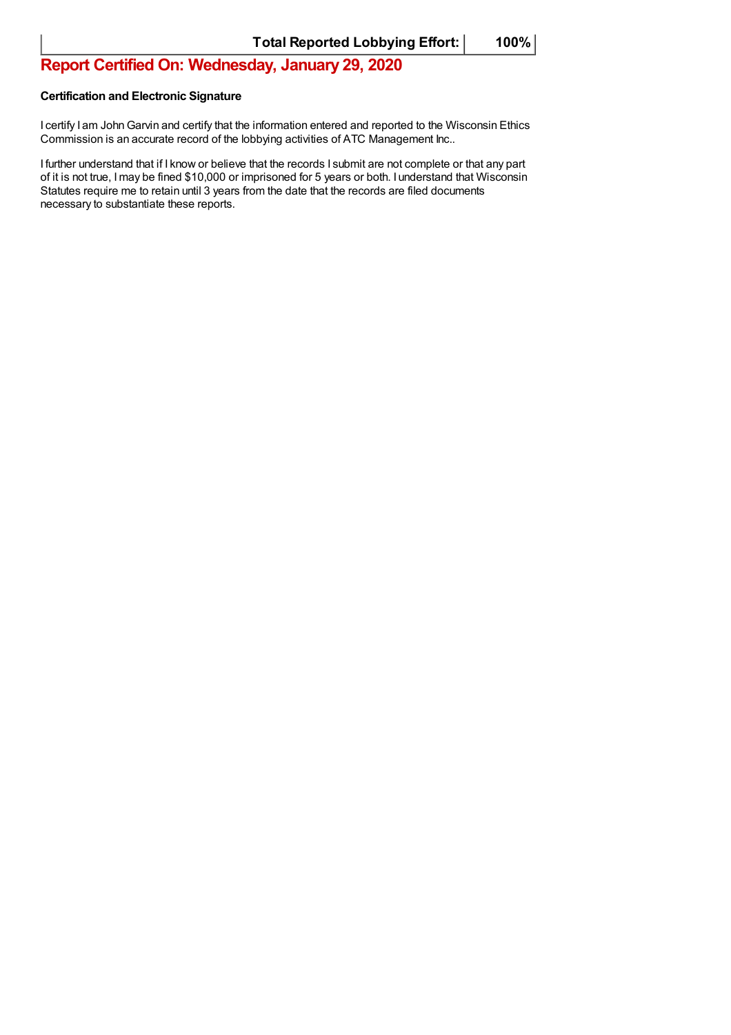| | |
|---|---|
| **Total Reported Lobbying Effort:** | **100%** |

## Report Certified On: Wednesday, January 29, 2020

**Certification and Electronic Signature**

I certify I am John Garvin and certify that the information entered and reported to the Wisconsin Ethics Commission is an accurate record of the lobbying activities of ATC Management Inc..

I further understand that if I know or believe that the records I submit are not complete or that any part of it is not true, I may be fined $10,000 or imprisoned for 5 years or both. I understand that Wisconsin Statutes require me to retain until 3 years from the date that the records are filed documents necessary to substantiate these reports.